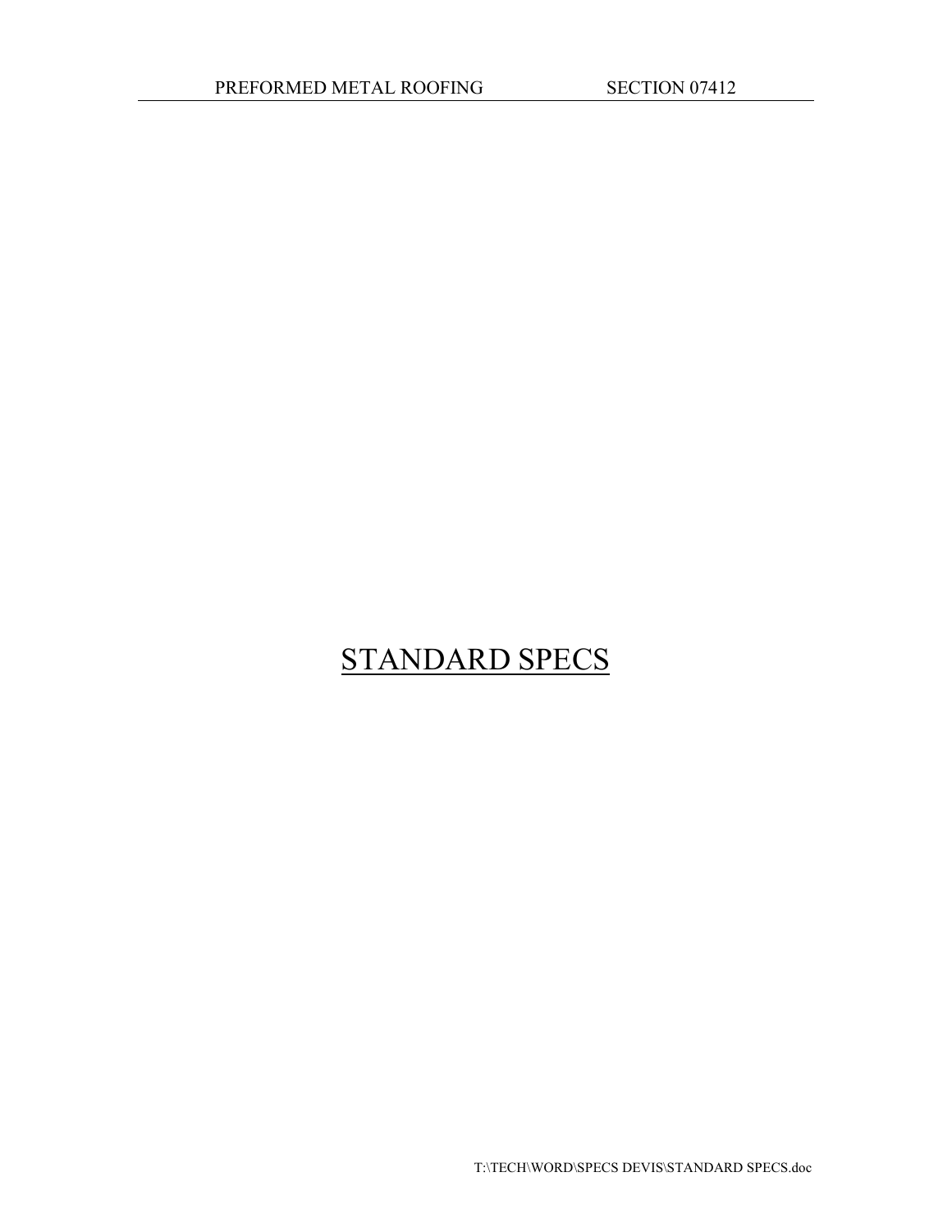# STANDARD SPECS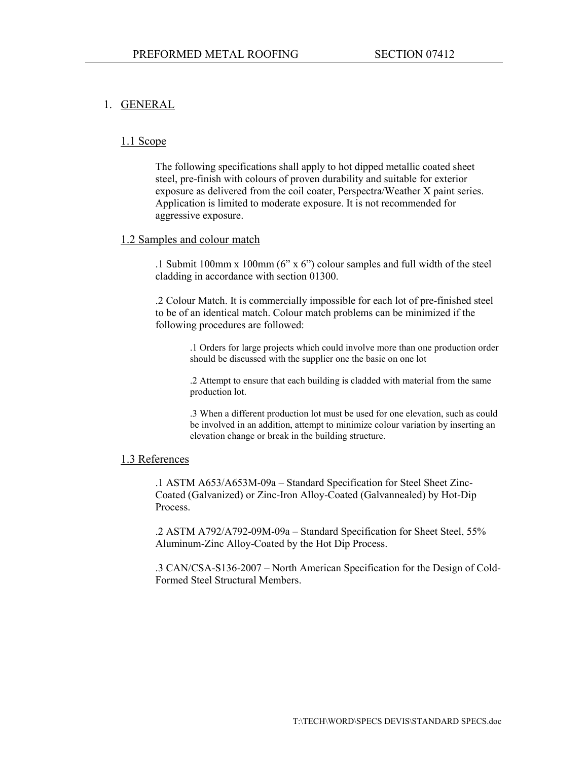# 1. GENERAL

## 1.1 Scope

The following specifications shall apply to hot dipped metallic coated sheet steel, pre-finish with colours of proven durability and suitable for exterior exposure as delivered from the coil coater, Perspectra/Weather X paint series. Application is limited to moderate exposure. It is not recommended for aggressive exposure.

## 1.2 Samples and colour match

.1 Submit 100mm x 100mm (6" x 6") colour samples and full width of the steel cladding in accordance with section 01300.

.2 Colour Match. It is commercially impossible for each lot of pre-finished steel to be of an identical match. Colour match problems can be minimized if the following procedures are followed:

> .1 Orders for large projects which could involve more than one production order should be discussed with the supplier one the basic on one lot
>
> .2 Attempt to ensure that each building is cladded with material from the same production lot.
>
> .3 When a different production lot must be used for one elevation, such as could be involved in an addition, attempt to minimize colour variation by inserting an elevation change or break in the building structure.

## 1.3 References

.1 ASTM A653/A653M-09a – Standard Specification for Steel Sheet Zinc-Coated (Galvanized) or Zinc-Iron Alloy-Coated (Galvannealed) by Hot-Dip Process.

.2 ASTM A792/A792-09M-09a – Standard Specification for Sheet Steel, 55% Aluminum-Zinc Alloy-Coated by the Hot Dip Process.

.3 CAN/CSA-S136-2007 – North American Specification for the Design of Cold-Formed Steel Structural Members.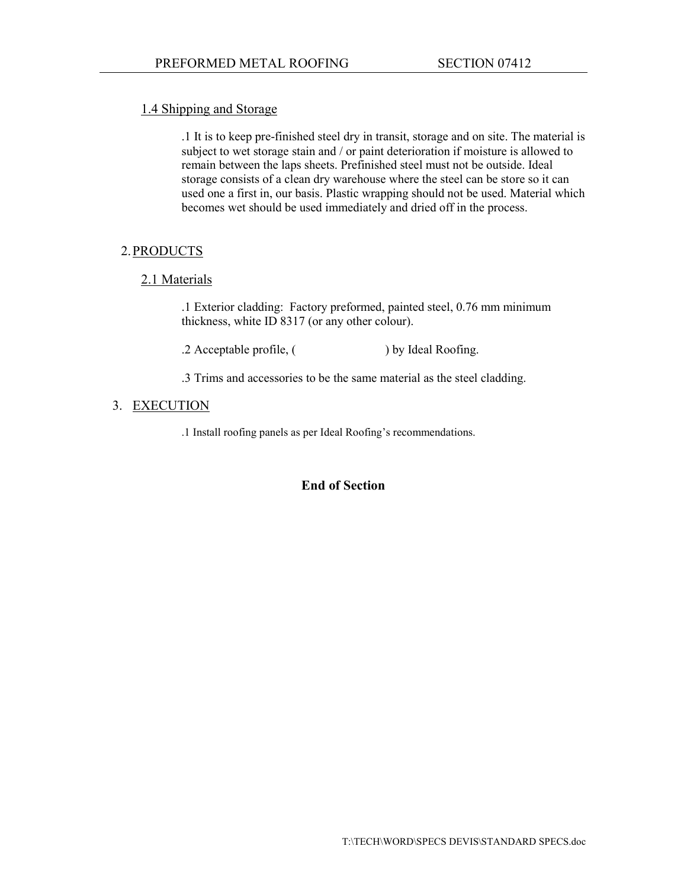### 1.4 Shipping and Storage

.1 It is to keep pre-finished steel dry in transit, storage and on site. The material is subject to wet storage stain and / or paint deterioration if moisture is allowed to remain between the laps sheets. Prefinished steel must not be outside. Ideal storage consists of a clean dry warehouse where the steel can be store so it can used one a first in, our basis. Plastic wrapping should not be used. Material which becomes wet should be used immediately and dried off in the process.

## 2. PRODUCTS

### 2.1 Materials

.1 Exterior cladding: Factory preformed, painted steel, 0.76 mm minimum thickness, white ID 8317 (or any other colour).

.2 Acceptable profile, ( ) by Ideal Roofing.

.3 Trims and accessories to be the same material as the steel cladding.

## 3. EXECUTION

.1 Install roofing panels as per Ideal Roofing's recommendations.

**End of Section**

T:\TECH\WORD\SPECS DEVIS\STANDARD SPECS.doc